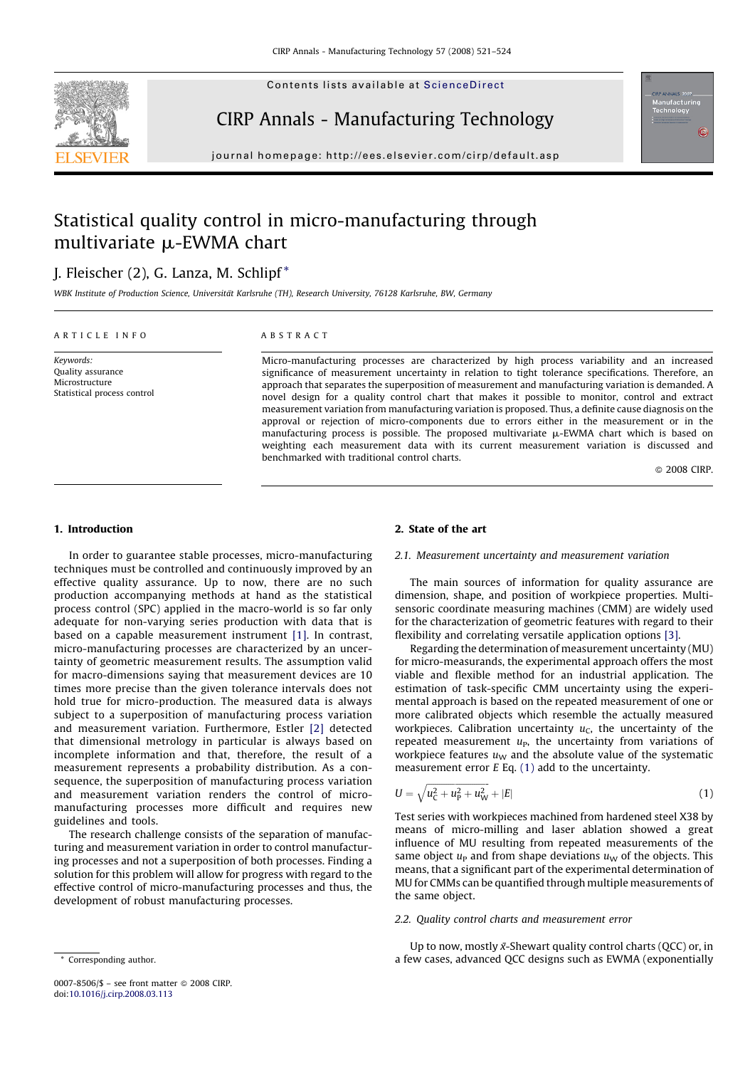# Statistical quality control in micro-manufacturing through multivariate μ-EWMA chart

J. Fleischer (2), G. Lanza, M. Schlipf *

*WBK Institute of Production Science, Universität Karlsruhe (TH), Research University, 76128 Karlsruhe, BW, Germany*

ARTICLE INFO

*Keywords:*
Quality assurance
Microstructure
Statistical process control

ABSTRACT

Micro-manufacturing processes are characterized by high process variability and an increased significance of measurement uncertainty in relation to tight tolerance specifications. Therefore, an approach that separates the superposition of measurement and manufacturing variation is demanded. A novel design for a quality control chart that makes it possible to monitor, control and extract measurement variation from manufacturing variation is proposed. Thus, a definite cause diagnosis on the approval or rejection of micro-components due to errors either in the measurement or in the manufacturing process is possible. The proposed multivariate μ-EWMA chart which is based on weighting each measurement data with its current measurement variation is discussed and benchmarked with traditional control charts.

© 2008 CIRP.

## 1. Introduction

In order to guarantee stable processes, micro-manufacturing techniques must be controlled and continuously improved by an effective quality assurance. Up to now, there are no such production accompanying methods at hand as the statistical process control (SPC) applied in the macro-world is so far only adequate for non-varying series production with data that is based on a capable measurement instrument [1]. In contrast, micro-manufacturing processes are characterized by an uncertainty of geometric measurement results. The assumption valid for macro-dimensions saying that measurement devices are 10 times more precise than the given tolerance intervals does not hold true for micro-production. The measured data is always subject to a superposition of manufacturing process variation and measurement variation. Furthermore, Estler [2] detected that dimensional metrology in particular is always based on incomplete information and that, therefore, the result of a measurement represents a probability distribution. As a consequence, the superposition of manufacturing process variation and measurement variation renders the control of micro-manufacturing processes more difficult and requires new guidelines and tools.

The research challenge consists of the separation of manufacturing and measurement variation in order to control manufacturing processes and not a superposition of both processes. Finding a solution for this problem will allow for progress with regard to the effective control of micro-manufacturing processes and thus, the development of robust manufacturing processes.

## 2. State of the art

### 2.1. Measurement uncertainty and measurement variation

The main sources of information for quality assurance are dimension, shape, and position of workpiece properties. Multi-sensoric coordinate measuring machines (CMM) are widely used for the characterization of geometric features with regard to their flexibility and correlating versatile application options [3].

Regarding the determination of measurement uncertainty (MU) for micro-measurands, the experimental approach offers the most viable and flexible method for an industrial application. The estimation of task-specific CMM uncertainty using the experimental approach is based on the repeated measurement of one or more calibrated objects which resemble the actually measured workpieces. Calibration uncertainty $u_C$, the uncertainty of the repeated measurement $u_P$, the uncertainty from variations of workpiece features $u_W$ and the absolute value of the systematic measurement error $E$ Eq. (1) add to the uncertainty.

$$U = \sqrt{u_C^2 + u_P^2 + u_W^2} + |E| \tag{1}$$

Test series with workpieces machined from hardened steel X38 by means of micro-milling and laser ablation showed a great influence of MU resulting from repeated measurements of the same object $u_P$ and from shape deviations $u_W$ of the objects. This means, that a significant part of the experimental determination of MU for CMMs can be quantified through multiple measurements of the same object.

### 2.2. Quality control charts and measurement error

Up to now, mostly $\bar{x}$-Shewart quality control charts (QCC) or, in a few cases, advanced QCC designs such as EWMA (exponentially

\* Corresponding author.

0007-8506/$ – see front matter © 2008 CIRP.
doi:10.1016/j.cirp.2008.03.113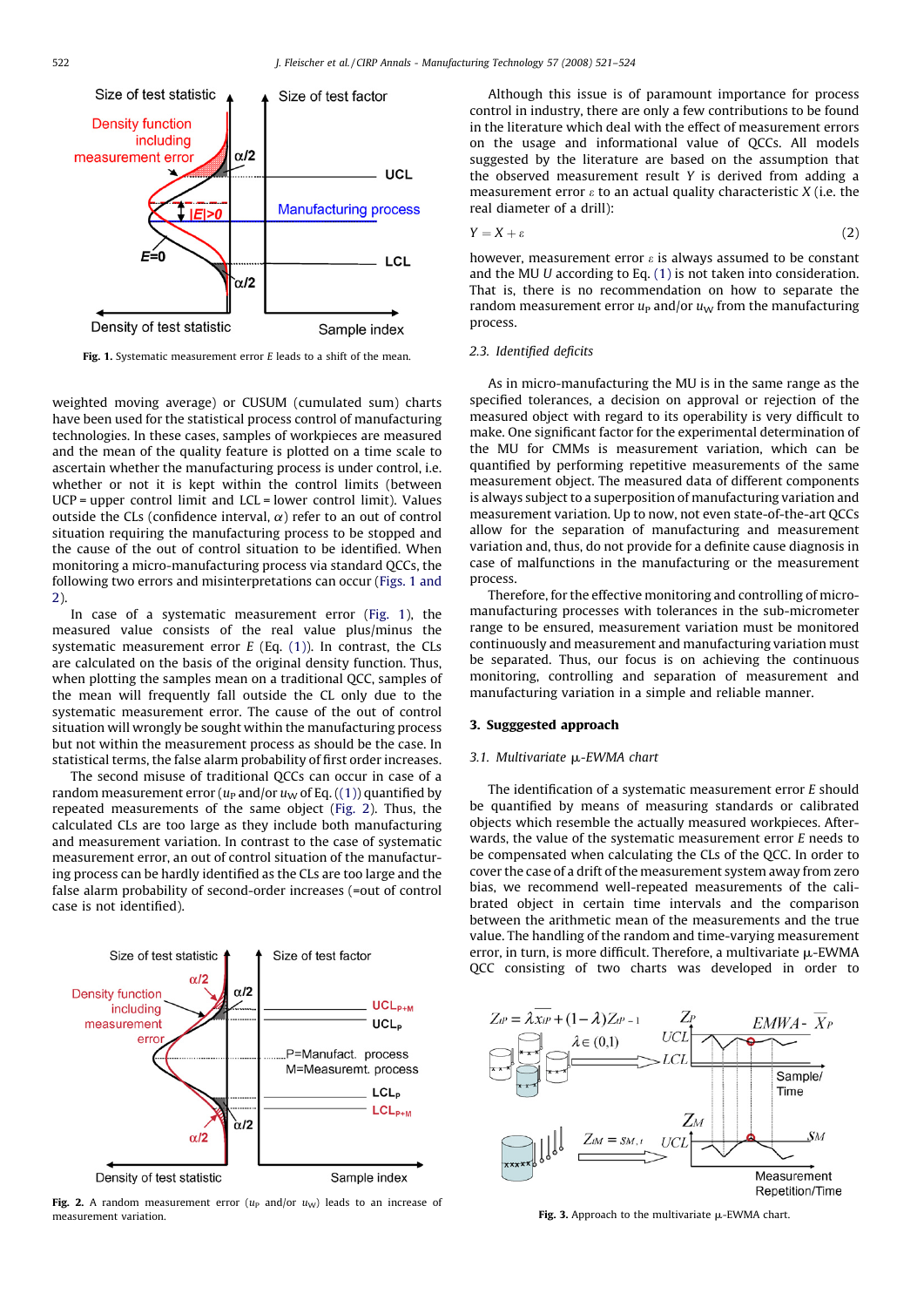Fig. 1. Systematic measurement error $E$ leads to a shift of the mean.

weighted moving average) or CUSUM (cumulated sum) charts have been used for the statistical process control of manufacturing technologies. In these cases, samples of workpieces are measured and the mean of the quality feature is plotted on a time scale to ascertain whether the manufacturing process is under control, i.e. whether or not it is kept within the control limits (between UCP = upper control limit and LCL = lower control limit). Values outside the CLs (confidence interval, $\alpha$) refer to an out of control situation requiring the manufacturing process to be stopped and the cause of the out of control situation to be identified. When monitoring a micro-manufacturing process via standard QCCs, the following two errors and misinterpretations can occur (Figs. 1 and 2).

In case of a systematic measurement error (Fig. 1), the measured value consists of the real value plus/minus the systematic measurement error $E$ (Eq. (1)). In contrast, the CLs are calculated on the basis of the original density function. Thus, when plotting the samples mean on a traditional QCC, samples of the mean will frequently fall outside the CL only due to the systematic measurement error. The cause of the out of control situation will wrongly be sought within the manufacturing process but not within the measurement process as should be the case. In statistical terms, the false alarm probability of first order increases.

The second misuse of traditional QCCs can occur in case of a random measurement error ($u_P$ and/or $u_W$ of Eq. ((1)) quantified by repeated measurements of the same object (Fig. 2). Thus, the calculated CLs are too large as they include both manufacturing and measurement variation. In contrast to the case of systematic measurement error, an out of control situation of the manufacturing process can be hardly identified as the CLs are too large and the false alarm probability of second-order increases (=out of control case is not identified).

Fig. 2. A random measurement error ($u_P$ and/or $u_W$) leads to an increase of measurement variation.

Although this issue is of paramount importance for process control in industry, there are only a few contributions to be found in the literature which deal with the effect of measurement errors on the usage and informational value of QCCs. All models suggested by the literature are based on the assumption that the observed measurement result $Y$ is derived from adding a measurement error $\varepsilon$ to an actual quality characteristic $X$ (i.e. the real diameter of a drill):

$$Y = X + \varepsilon \tag{2}$$

however, measurement error $\varepsilon$ is always assumed to be constant and the MU $U$ according to Eq. (1) is not taken into consideration. That is, there is no recommendation on how to separate the random measurement error $u_P$ and/or $u_W$ from the manufacturing process.

### 2.3. Identified deficits

As in micro-manufacturing the MU is in the same range as the specified tolerances, a decision on approval or rejection of the measured object with regard to its operability is very difficult to make. One significant factor for the experimental determination of the MU for CMMs is measurement variation, which can be quantified by performing repetitive measurements of the same measurement object. The measured data of different components is always subject to a superposition of manufacturing variation and measurement variation. Up to now, not even state-of-the-art QCCs allow for the separation of manufacturing and measurement variation and, thus, do not provide for a definite cause diagnosis in case of malfunctions in the manufacturing or the measurement process.

Therefore, for the effective monitoring and controlling of micro-manufacturing processes with tolerances in the sub-micrometer range to be ensured, measurement variation must be monitored continuously and measurement and manufacturing variation must be separated. Thus, our focus is on achieving the continuous monitoring, controlling and separation of measurement and manufacturing variation in a simple and reliable manner.

## 3. Sugggested approach

### 3.1. Multivariate μ-EWMA chart

The identification of a systematic measurement error $E$ should be quantified by means of measuring standards or calibrated objects which resemble the actually measured workpieces. Afterwards, the value of the systematic measurement error $E$ needs to be compensated when calculating the CLs of the QCC. In order to cover the case of a drift of the measurement system away from zero bias, we recommend well-repeated measurements of the calibrated object in certain time intervals and the comparison between the arithmetic mean of the measurements and the true value. The handling of the random and time-varying measurement error, in turn, is more difficult. Therefore, a multivariate μ-EWMA QCC consisting of two charts was developed in order to

Fig. 3. Approach to the multivariate μ-EWMA chart.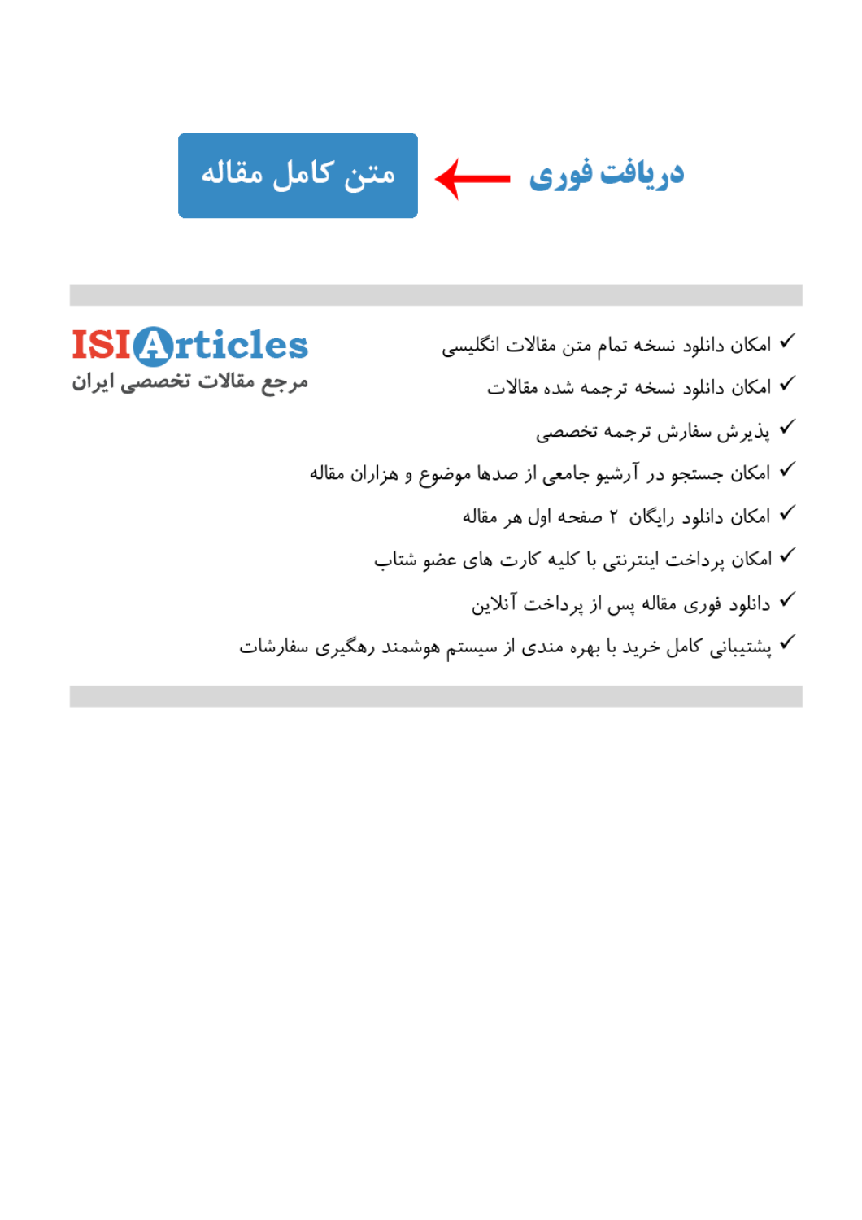دریافت فوری ← **متن کامل مقاله**

**ISIArticles**
مرجع مقالات تخصصی ایران

- ✓ امکان دانلود نسخه تمام متن مقالات انگلیسی
- ✓ امکان دانلود نسخه ترجمه شده مقالات
- ✓ پذیرش سفارش ترجمه تخصصی
- ✓ امکان جستجو در آرشیو جامعی از صدها موضوع و هزاران مقاله
- ✓ امکان دانلود رایگان ۲ صفحه اول هر مقاله
- ✓ امکان پرداخت اینترنتی با کلیه کارت های عضو شتاب
- ✓ دانلود فوری مقاله پس از پرداخت آنلاین
- ✓ پشتیبانی کامل خرید با بهره مندی از سیستم هوشمند رهگیری سفارشات